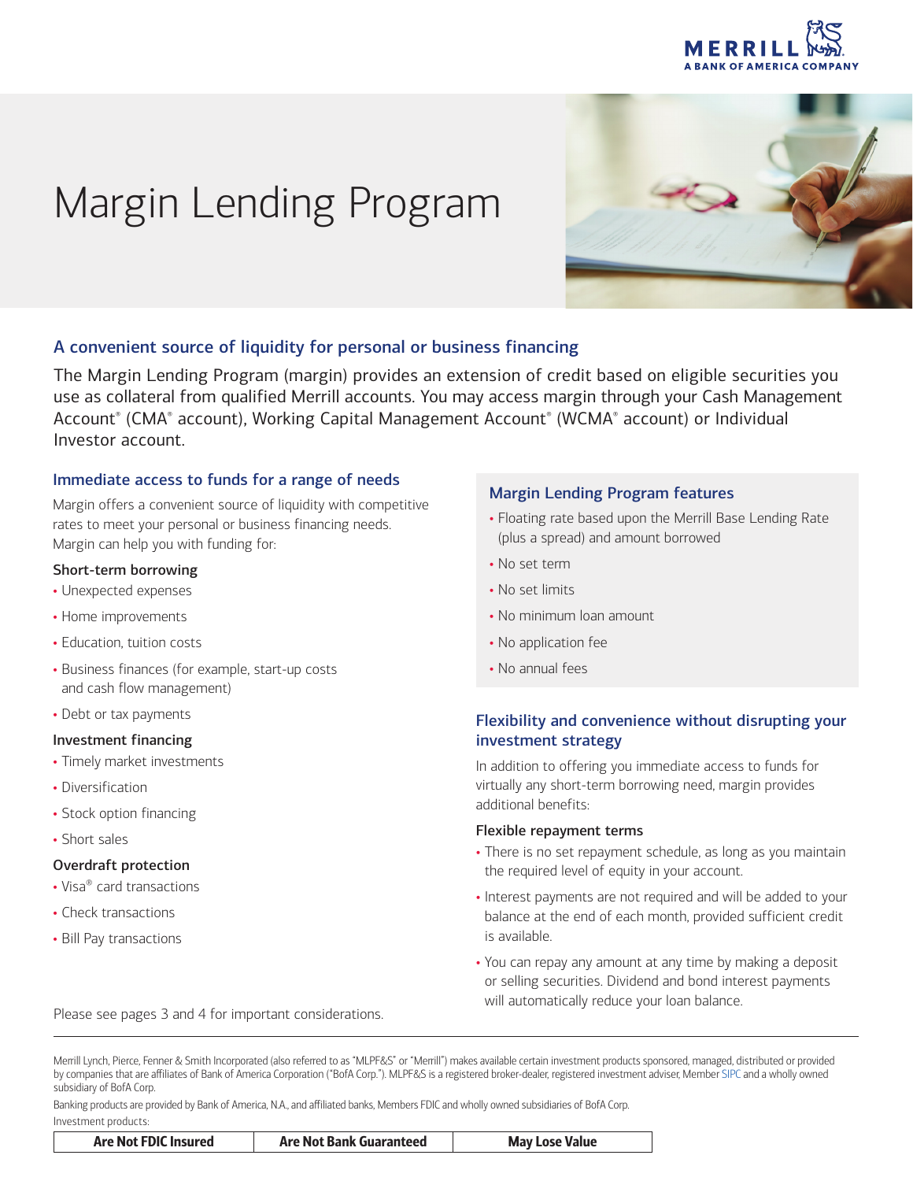# Margin Lending Program

## A convenient source of liquidity for personal or business financing

The Margin Lending Program (margin) provides an extension of credit based on eligible securities you use as collateral from qualified Merrill accounts. You may access margin through your Cash Management Account® (CMA® account), Working Capital Management Account® (WCMA® account) or Individual Investor account.

### Immediate access to funds for a range of needs

Margin offers a convenient source of liquidity with competitive rates to meet your personal or business financing needs. Margin can help you with funding for:

**Short-term borrowing**

- Unexpected expenses
- Home improvements
- Education, tuition costs
- Business finances (for example, start-up costs and cash flow management)
- Debt or tax payments

**Investment financing**

- Timely market investments
- Diversification
- Stock option financing
- Short sales

**Overdraft protection**

- Visa® card transactions
- Check transactions
- Bill Pay transactions

Please see pages 3 and 4 for important considerations.

### Margin Lending Program features

- Floating rate based upon the Merrill Base Lending Rate (plus a spread) and amount borrowed
- No set term
- No set limits
- No minimum loan amount
- No application fee
- No annual fees

### Flexibility and convenience without disrupting your investment strategy

In addition to offering you immediate access to funds for virtually any short-term borrowing need, margin provides additional benefits:

**Flexible repayment terms**

- There is no set repayment schedule, as long as you maintain the required level of equity in your account.
- Interest payments are not required and will be added to your balance at the end of each month, provided sufficient credit is available.
- You can repay any amount at any time by making a deposit or selling securities. Dividend and bond interest payments will automatically reduce your loan balance.

---

Merrill Lynch, Pierce, Fenner & Smith Incorporated (also referred to as "MLPF&S" or "Merrill") makes available certain investment products sponsored, managed, distributed or provided by companies that are affiliates of Bank of America Corporation ("BofA Corp."). MLPF&S is a registered broker-dealer, registered investment adviser, Member SIPC and a wholly owned subsidiary of BofA Corp.

Banking products are provided by Bank of America, N.A., and affiliated banks, Members FDIC and wholly owned subsidiaries of BofA Corp.

Investment products:

| Are Not FDIC Insured | Are Not Bank Guaranteed | May Lose Value |
| --- | --- | --- |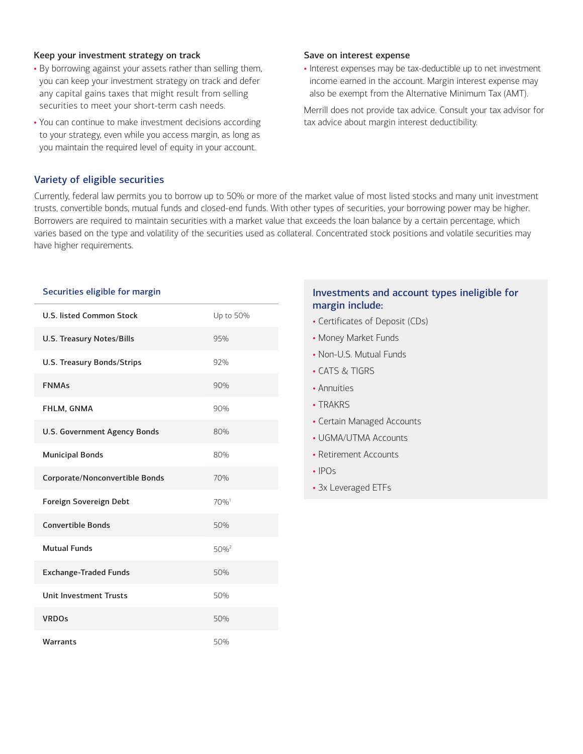### Keep your investment strategy on track

- By borrowing against your assets rather than selling them, you can keep your investment strategy on track and defer any capital gains taxes that might result from selling securities to meet your short-term cash needs.
- You can continue to make investment decisions according to your strategy, even while you access margin, as long as you maintain the required level of equity in your account.

### Save on interest expense

- Interest expenses may be tax-deductible up to net investment income earned in the account. Margin interest expense may also be exempt from the Alternative Minimum Tax (AMT).

Merrill does not provide tax advice. Consult your tax advisor for tax advice about margin interest deductibility.

## Variety of eligible securities

Currently, federal law permits you to borrow up to 50% or more of the market value of most listed stocks and many unit investment trusts, convertible bonds, mutual funds and closed-end funds. With other types of securities, your borrowing power may be higher. Borrowers are required to maintain securities with a market value that exceeds the loan balance by a certain percentage, which varies based on the type and volatility of the securities used as collateral. Concentrated stock positions and volatile securities may have higher requirements.

| Securities eligible for margin | |
|---|---|
| U.S. listed Common Stock | Up to 50% |
| U.S. Treasury Notes/Bills | 95% |
| U.S. Treasury Bonds/Strips | 92% |
| FNMAs | 90% |
| FHLM, GNMA | 90% |
| U.S. Government Agency Bonds | 80% |
| Municipal Bonds | 80% |
| Corporate/Nonconvertible Bonds | 70% |
| Foreign Sovereign Debt | 70%[1] |
| Convertible Bonds | 50% |
| Mutual Funds | 50%[2] |
| Exchange-Traded Funds | 50% |
| Unit Investment Trusts | 50% |
| VRDOs | 50% |
| Warrants | 50% |

### Investments and account types ineligible for margin include:

- Certificates of Deposit (CDs)
- Money Market Funds
- Non-U.S. Mutual Funds
- CATS & TIGRS
- Annuities
- TRAKRS
- Certain Managed Accounts
- UGMA/UTMA Accounts
- Retirement Accounts
- IPOs
- 3x Leveraged ETFs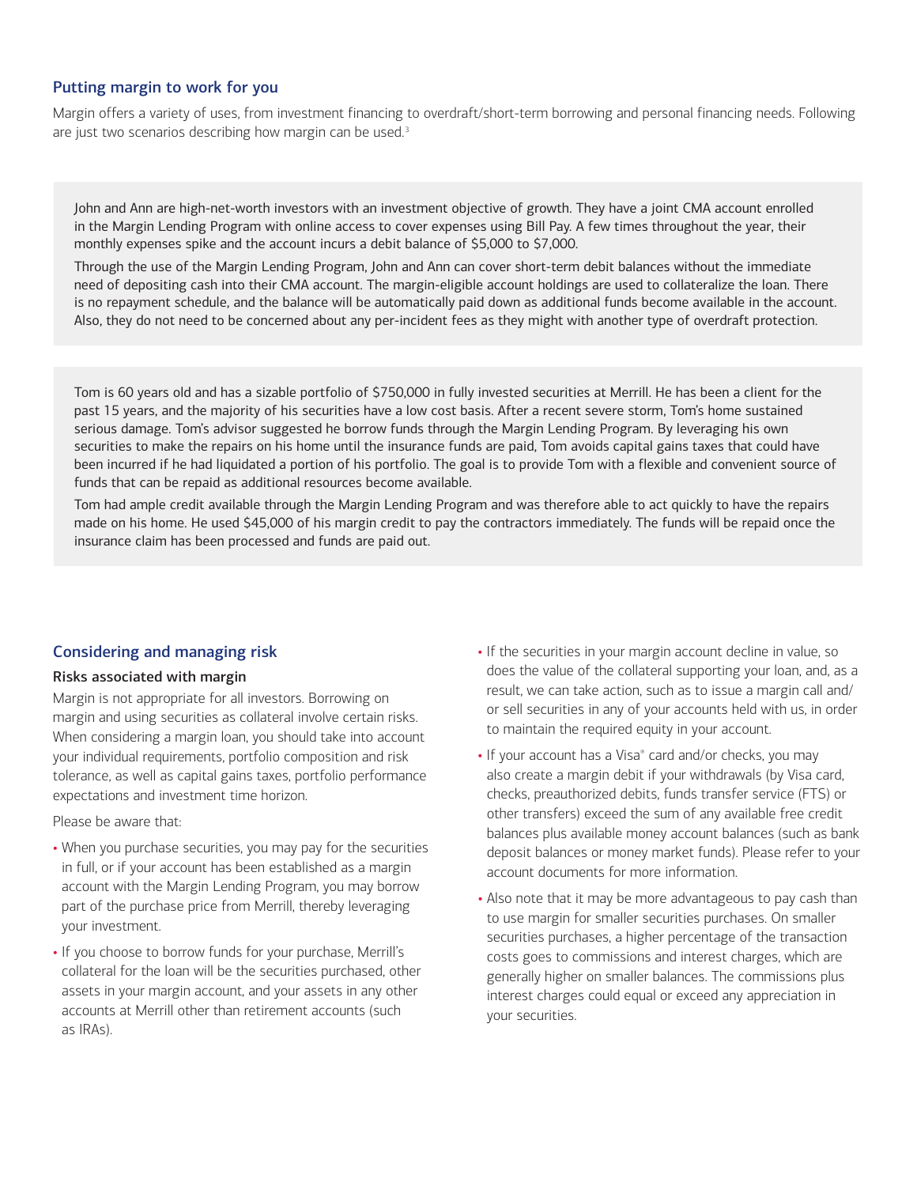## Putting margin to work for you

Margin offers a variety of uses, from investment financing to overdraft/short-term borrowing and personal financing needs. Following are just two scenarios describing how margin can be used.[3]

John and Ann are high-net-worth investors with an investment objective of growth. They have a joint CMA account enrolled in the Margin Lending Program with online access to cover expenses using Bill Pay. A few times throughout the year, their monthly expenses spike and the account incurs a debit balance of $5,000 to $7,000.

Through the use of the Margin Lending Program, John and Ann can cover short-term debit balances without the immediate need of depositing cash into their CMA account. The margin-eligible account holdings are used to collateralize the loan. There is no repayment schedule, and the balance will be automatically paid down as additional funds become available in the account. Also, they do not need to be concerned about any per-incident fees as they might with another type of overdraft protection.

Tom is 60 years old and has a sizable portfolio of $750,000 in fully invested securities at Merrill. He has been a client for the past 15 years, and the majority of his securities have a low cost basis. After a recent severe storm, Tom's home sustained serious damage. Tom's advisor suggested he borrow funds through the Margin Lending Program. By leveraging his own securities to make the repairs on his home until the insurance funds are paid, Tom avoids capital gains taxes that could have been incurred if he had liquidated a portion of his portfolio. The goal is to provide Tom with a flexible and convenient source of funds that can be repaid as additional resources become available.

Tom had ample credit available through the Margin Lending Program and was therefore able to act quickly to have the repairs made on his home. He used $45,000 of his margin credit to pay the contractors immediately. The funds will be repaid once the insurance claim has been processed and funds are paid out.

## Considering and managing risk

### Risks associated with margin

Margin is not appropriate for all investors. Borrowing on margin and using securities as collateral involve certain risks. When considering a margin loan, you should take into account your individual requirements, portfolio composition and risk tolerance, as well as capital gains taxes, portfolio performance expectations and investment time horizon.

Please be aware that:

- When you purchase securities, you may pay for the securities in full, or if your account has been established as a margin account with the Margin Lending Program, you may borrow part of the purchase price from Merrill, thereby leveraging your investment.
- If you choose to borrow funds for your purchase, Merrill's collateral for the loan will be the securities purchased, other assets in your margin account, and your assets in any other accounts at Merrill other than retirement accounts (such as IRAs).
- If the securities in your margin account decline in value, so does the value of the collateral supporting your loan, and, as a result, we can take action, such as to issue a margin call and/or sell securities in any of your accounts held with us, in order to maintain the required equity in your account.
- If your account has a Visa® card and/or checks, you may also create a margin debit if your withdrawals (by Visa card, checks, preauthorized debits, funds transfer service (FTS) or other transfers) exceed the sum of any available free credit balances plus available money account balances (such as bank deposit balances or money market funds). Please refer to your account documents for more information.
- Also note that it may be more advantageous to pay cash than to use margin for smaller securities purchases. On smaller securities purchases, a higher percentage of the transaction costs goes to commissions and interest charges, which are generally higher on smaller balances. The commissions plus interest charges could equal or exceed any appreciation in your securities.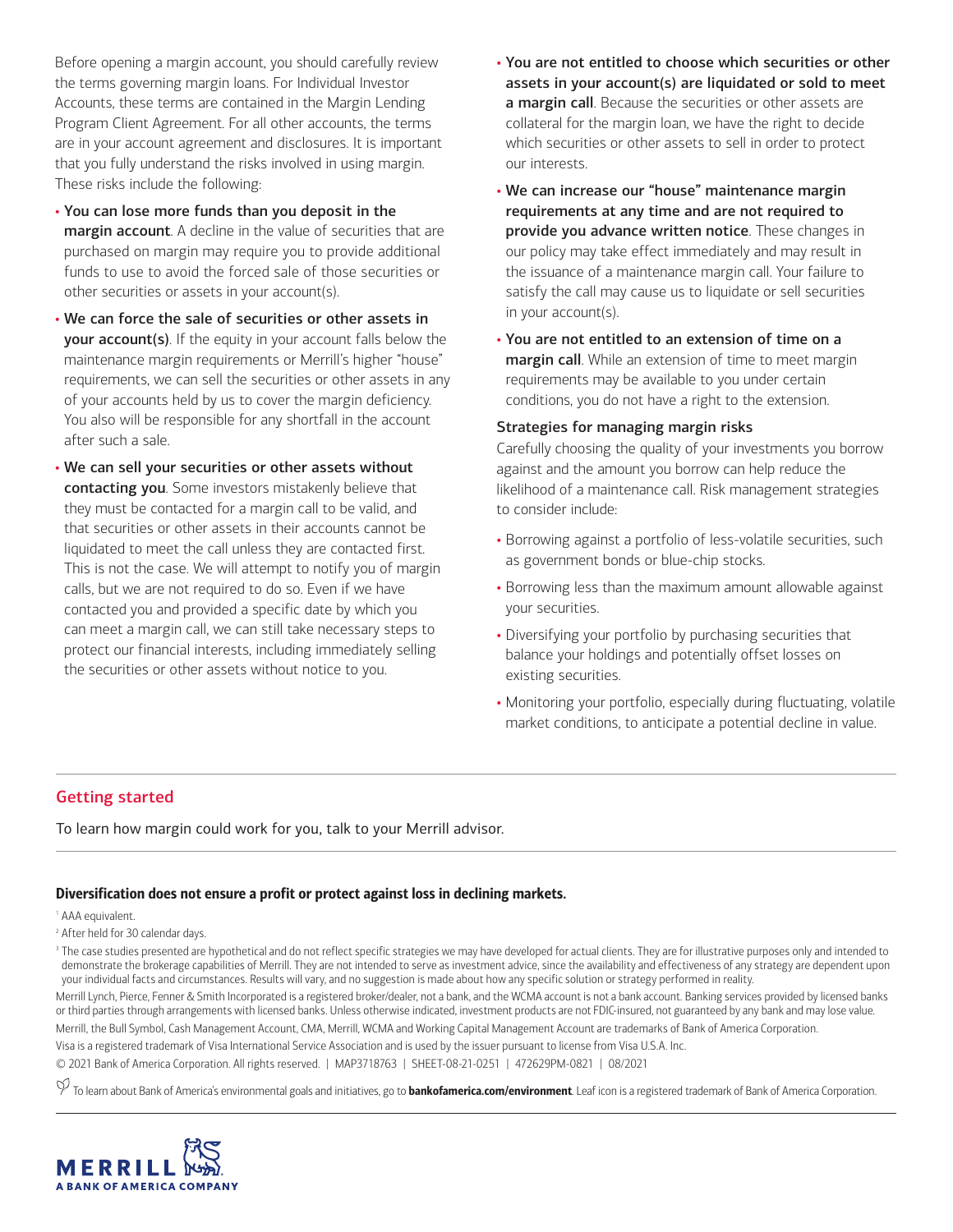Before opening a margin account, you should carefully review the terms governing margin loans. For Individual Investor Accounts, these terms are contained in the Margin Lending Program Client Agreement. For all other accounts, the terms are in your account agreement and disclosures. It is important that you fully understand the risks involved in using margin. These risks include the following:

- **You can lose more funds than you deposit in the margin account**. A decline in the value of securities that are purchased on margin may require you to provide additional funds to use to avoid the forced sale of those securities or other securities or assets in your account(s).
- **We can force the sale of securities or other assets in your account(s)**. If the equity in your account falls below the maintenance margin requirements or Merrill's higher "house" requirements, we can sell the securities or other assets in any of your accounts held by us to cover the margin deficiency. You also will be responsible for any shortfall in the account after such a sale.
- **We can sell your securities or other assets without contacting you**. Some investors mistakenly believe that they must be contacted for a margin call to be valid, and that securities or other assets in their accounts cannot be liquidated to meet the call unless they are contacted first. This is not the case. We will attempt to notify you of margin calls, but we are not required to do so. Even if we have contacted you and provided a specific date by which you can meet a margin call, we can still take necessary steps to protect our financial interests, including immediately selling the securities or other assets without notice to you.
- **You are not entitled to choose which securities or other assets in your account(s) are liquidated or sold to meet a margin call**. Because the securities or other assets are collateral for the margin loan, we have the right to decide which securities or other assets to sell in order to protect our interests.
- **We can increase our "house" maintenance margin requirements at any time and are not required to provide you advance written notice**. These changes in our policy may take effect immediately and may result in the issuance of a maintenance margin call. Your failure to satisfy the call may cause us to liquidate or sell securities in your account(s).
- **You are not entitled to an extension of time on a margin call**. While an extension of time to meet margin requirements may be available to you under certain conditions, you do not have a right to the extension.

### Strategies for managing margin risks

Carefully choosing the quality of your investments you borrow against and the amount you borrow can help reduce the likelihood of a maintenance call. Risk management strategies to consider include:

- Borrowing against a portfolio of less-volatile securities, such as government bonds or blue-chip stocks.
- Borrowing less than the maximum amount allowable against your securities.
- Diversifying your portfolio by purchasing securities that balance your holdings and potentially offset losses on existing securities.
- Monitoring your portfolio, especially during fluctuating, volatile market conditions, to anticipate a potential decline in value.

## Getting started

To learn how margin could work for you, talk to your Merrill advisor.

**Diversification does not ensure a profit or protect against loss in declining markets.**

[1] AAA equivalent.

[2] After held for 30 calendar days.

[3] The case studies presented are hypothetical and do not reflect specific strategies we may have developed for actual clients. They are for illustrative purposes only and intended to demonstrate the brokerage capabilities of Merrill. They are not intended to serve as investment advice, since the availability and effectiveness of any strategy are dependent upon your individual facts and circumstances. Results will vary, and no suggestion is made about how any specific solution or strategy performed in reality.

Merrill Lynch, Pierce, Fenner & Smith Incorporated is a registered broker/dealer, not a bank, and the WCMA account is not a bank account. Banking services provided by licensed banks or third parties through arrangements with licensed banks. Unless otherwise indicated, investment products are not FDIC-insured, not guaranteed by any bank and may lose value.

Merrill, the Bull Symbol, Cash Management Account, CMA, Merrill, WCMA and Working Capital Management Account are trademarks of Bank of America Corporation.

Visa is a registered trademark of Visa International Service Association and is used by the issuer pursuant to license from Visa U.S.A. Inc.

© 2021 Bank of America Corporation. All rights reserved. | MAP3718763 | SHEET-08-21-0251 | 472629PM-0821 | 08/2021

To learn about Bank of America's environmental goals and initiatives, go to **bankofamerica.com/environment**. Leaf icon is a registered trademark of Bank of America Corporation.

MERRILL
A BANK OF AMERICA COMPANY